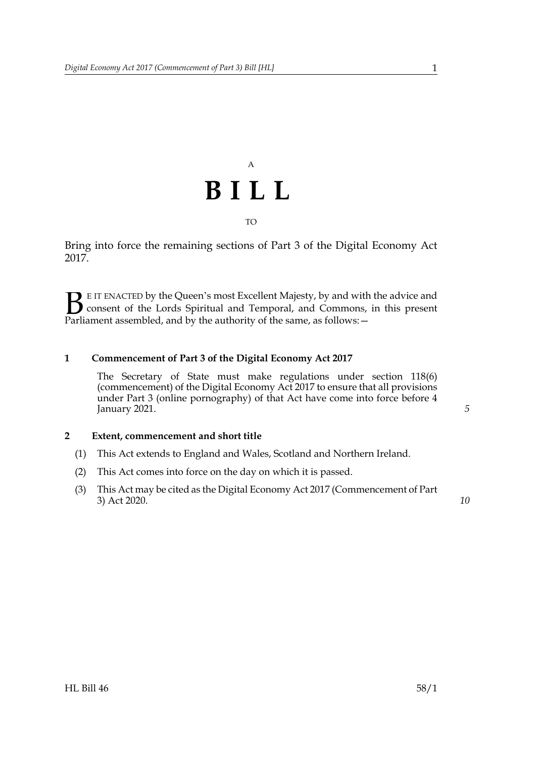A

# BILL

TO

Bring into force the remaining sections of Part 3 of the Digital Economy Act 2017.

BE IT ENACTED by the Queen's most Excellent Majesty, by and with the advice and consent of the Lords Spiritual and Temporal, and Commons, in this present Parliament assembled, and by the authority of the same, as follows:—

### 1 Commencement of Part 3 of the Digital Economy Act 2017

The Secretary of State must make regulations under section 118(6) (commencement) of the Digital Economy Act 2017 to ensure that all provisions under Part 3 (online pornography) of that Act have come into force before 4 January 2021.

### 2 Extent, commencement and short title

(1) This Act extends to England and Wales, Scotland and Northern Ireland.

(2) This Act comes into force on the day on which it is passed.

(3) This Act may be cited as the Digital Economy Act 2017 (Commencement of Part 3) Act 2020.

HL Bill 46 58/1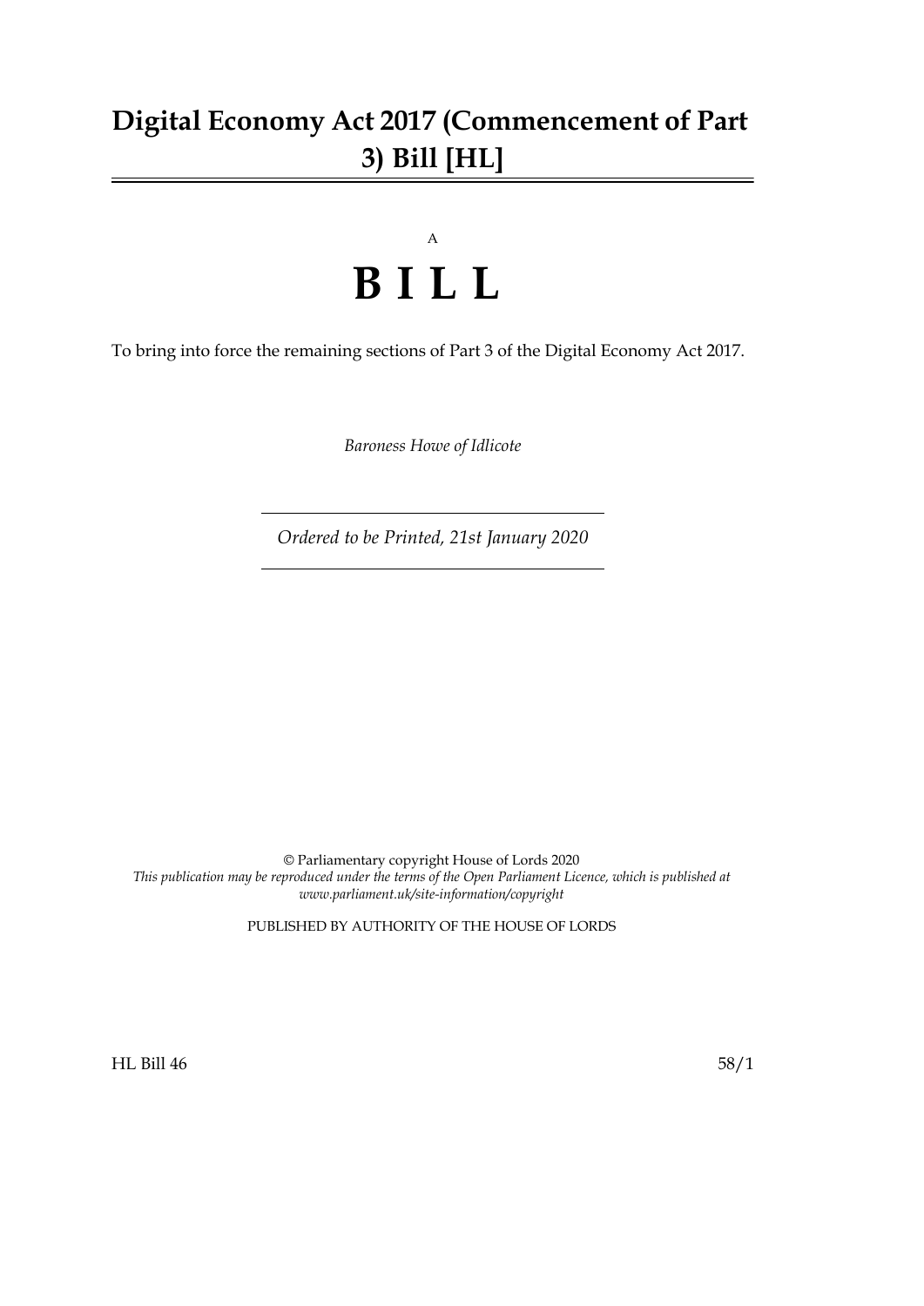# Digital Economy Act 2017 (Commencement of Part 3) Bill [HL]

A

# B I L L

To bring into force the remaining sections of Part 3 of the Digital Economy Act 2017.

*Baroness Howe of Idlicote*

*Ordered to be Printed, 21st January 2020*

© Parliamentary copyright House of Lords 2020
*This publication may be reproduced under the terms of the Open Parliament Licence, which is published at www.parliament.uk/site-information/copyright*

PUBLISHED BY AUTHORITY OF THE HOUSE OF LORDS

HL Bill 46 58/1